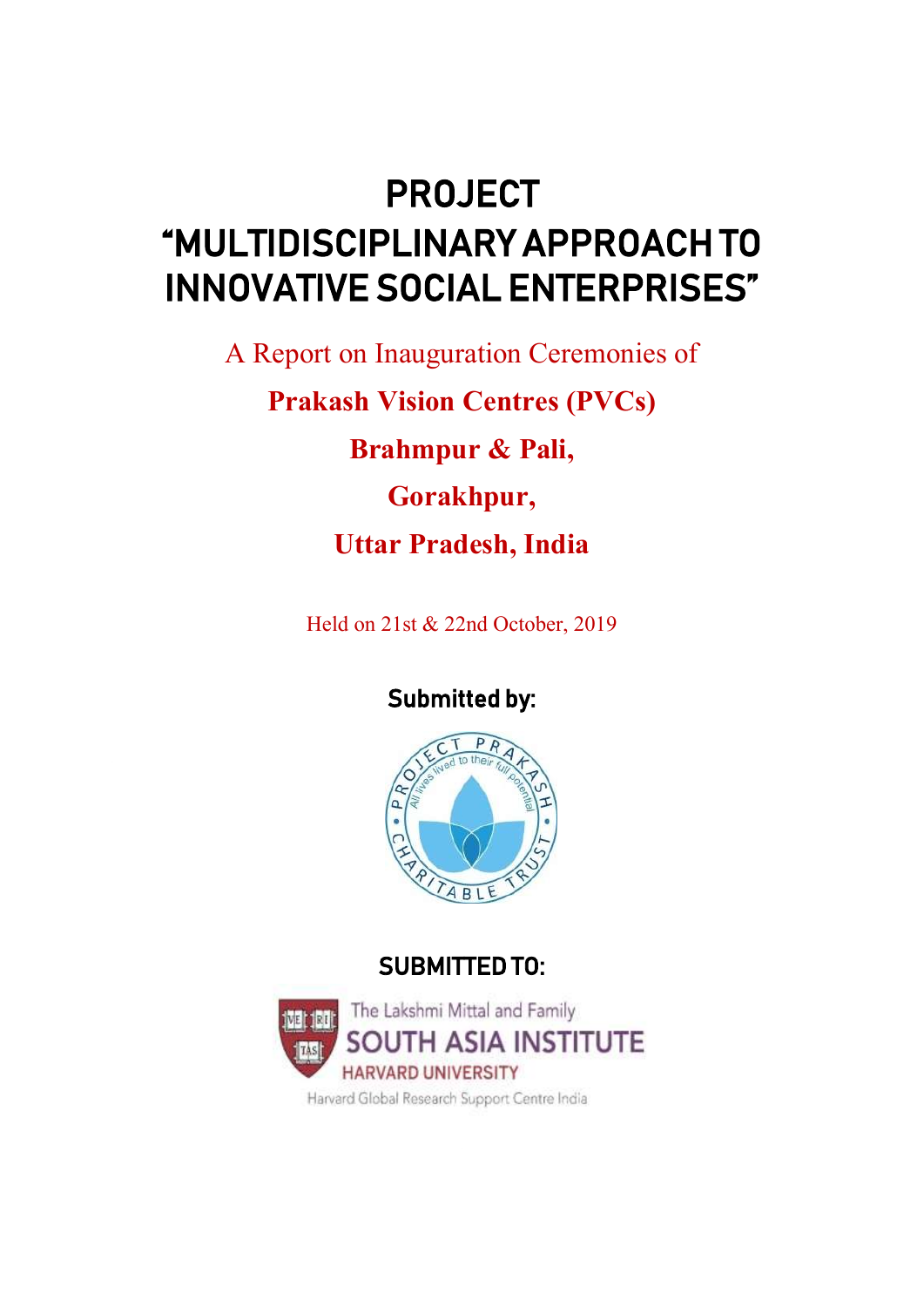# PROJECT "MULTIDISCIPLINARY APPROACH TO INNOVATIVE SOCIAL ENTERPRISES"

A Report on Inauguration Ceremonies of

**Prakash Vision Centres (PVCs)**

**Brahmpur & Pali,**

**Gorakhpur,**

**Uttar Pradesh, India**

Held on 21st & 22nd October, 2019

**Submitted by:**

PROJECT PRAKASH CHARITABLE TRUST

All lives lived to their full potential

**SUBMITTED TO:**

The Lakshmi Mittal and Family SOUTH ASIA INSTITUTE

HARVARD UNIVERSITY

Harvard Global Research Support Centre India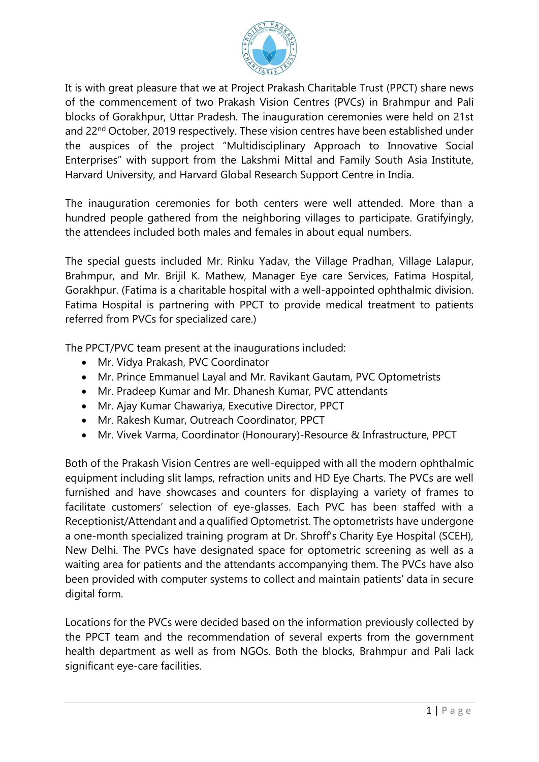It is with great pleasure that we at Project Prakash Charitable Trust (PPCT) share news of the commencement of two Prakash Vision Centres (PVCs) in Brahmpur and Pali blocks of Gorakhpur, Uttar Pradesh. The inauguration ceremonies were held on 21st and 22nd October, 2019 respectively. These vision centres have been established under the auspices of the project "Multidisciplinary Approach to Innovative Social Enterprises" with support from the Lakshmi Mittal and Family South Asia Institute, Harvard University, and Harvard Global Research Support Centre in India.

The inauguration ceremonies for both centers were well attended. More than a hundred people gathered from the neighboring villages to participate. Gratifyingly, the attendees included both males and females in about equal numbers.

The special guests included Mr. Rinku Yadav, the Village Pradhan, Village Lalapur, Brahmpur, and Mr. Brijil K. Mathew, Manager Eye care Services, Fatima Hospital, Gorakhpur. (Fatima is a charitable hospital with a well-appointed ophthalmic division. Fatima Hospital is partnering with PPCT to provide medical treatment to patients referred from PVCs for specialized care.)

The PPCT/PVC team present at the inaugurations included:

- Mr. Vidya Prakash, PVC Coordinator
- Mr. Prince Emmanuel Layal and Mr. Ravikant Gautam, PVC Optometrists
- Mr. Pradeep Kumar and Mr. Dhanesh Kumar, PVC attendants
- Mr. Ajay Kumar Chawariya, Executive Director, PPCT
- Mr. Rakesh Kumar, Outreach Coordinator, PPCT
- Mr. Vivek Varma, Coordinator (Honourary)-Resource & Infrastructure, PPCT

Both of the Prakash Vision Centres are well-equipped with all the modern ophthalmic equipment including slit lamps, refraction units and HD Eye Charts. The PVCs are well furnished and have showcases and counters for displaying a variety of frames to facilitate customers' selection of eye-glasses. Each PVC has been staffed with a Receptionist/Attendant and a qualified Optometrist. The optometrists have undergone a one-month specialized training program at Dr. Shroff's Charity Eye Hospital (SCEH), New Delhi. The PVCs have designated space for optometric screening as well as a waiting area for patients and the attendants accompanying them. The PVCs have also been provided with computer systems to collect and maintain patients' data in secure digital form.

Locations for the PVCs were decided based on the information previously collected by the PPCT team and the recommendation of several experts from the government health department as well as from NGOs. Both the blocks, Brahmpur and Pali lack significant eye-care facilities.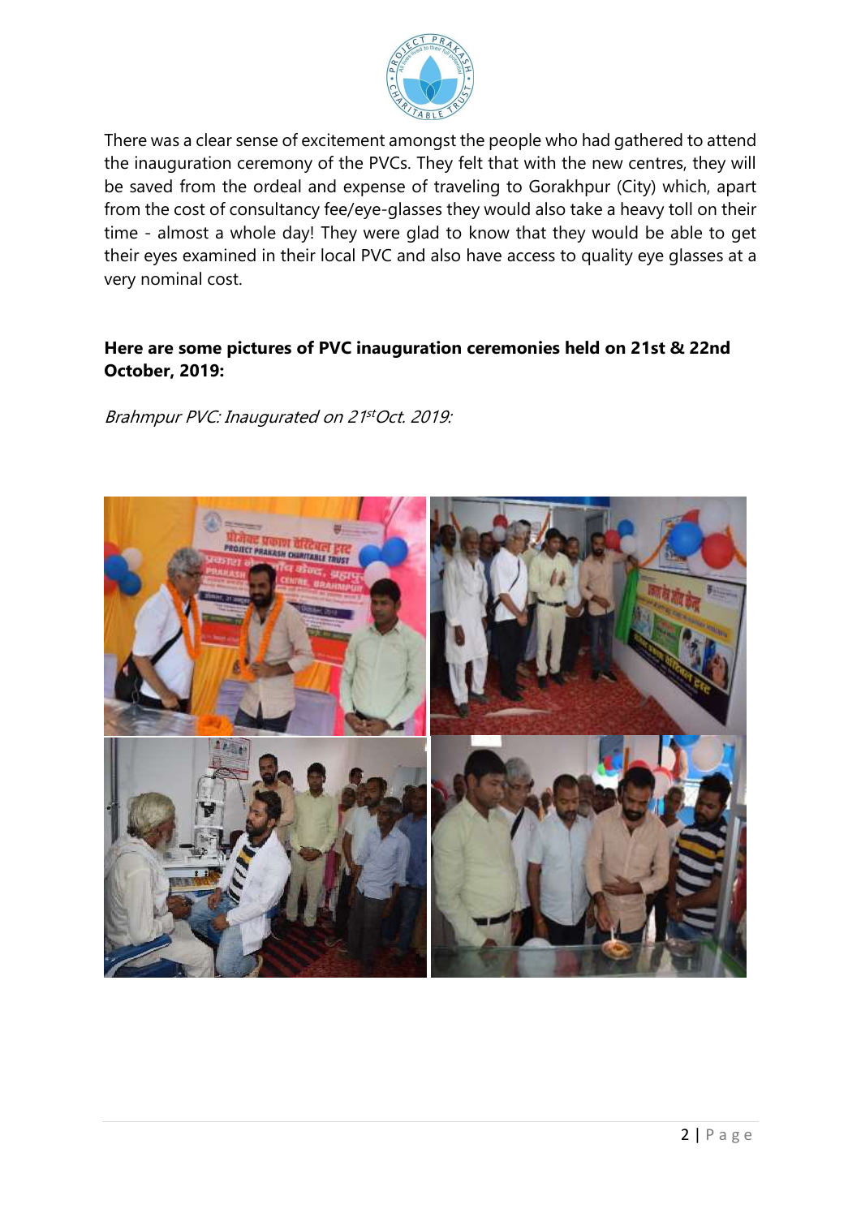There was a clear sense of excitement amongst the people who had gathered to attend the inauguration ceremony of the PVCs. They felt that with the new centres, they will be saved from the ordeal and expense of traveling to Gorakhpur (City) which, apart from the cost of consultancy fee/eye-glasses they would also take a heavy toll on their time - almost a whole day! They were glad to know that they would be able to get their eyes examined in their local PVC and also have access to quality eye glasses at a very nominal cost.

**Here are some pictures of PVC inauguration ceremonies held on 21st & 22nd October, 2019:**

*Brahmpur PVC: Inaugurated on 21st Oct. 2019:*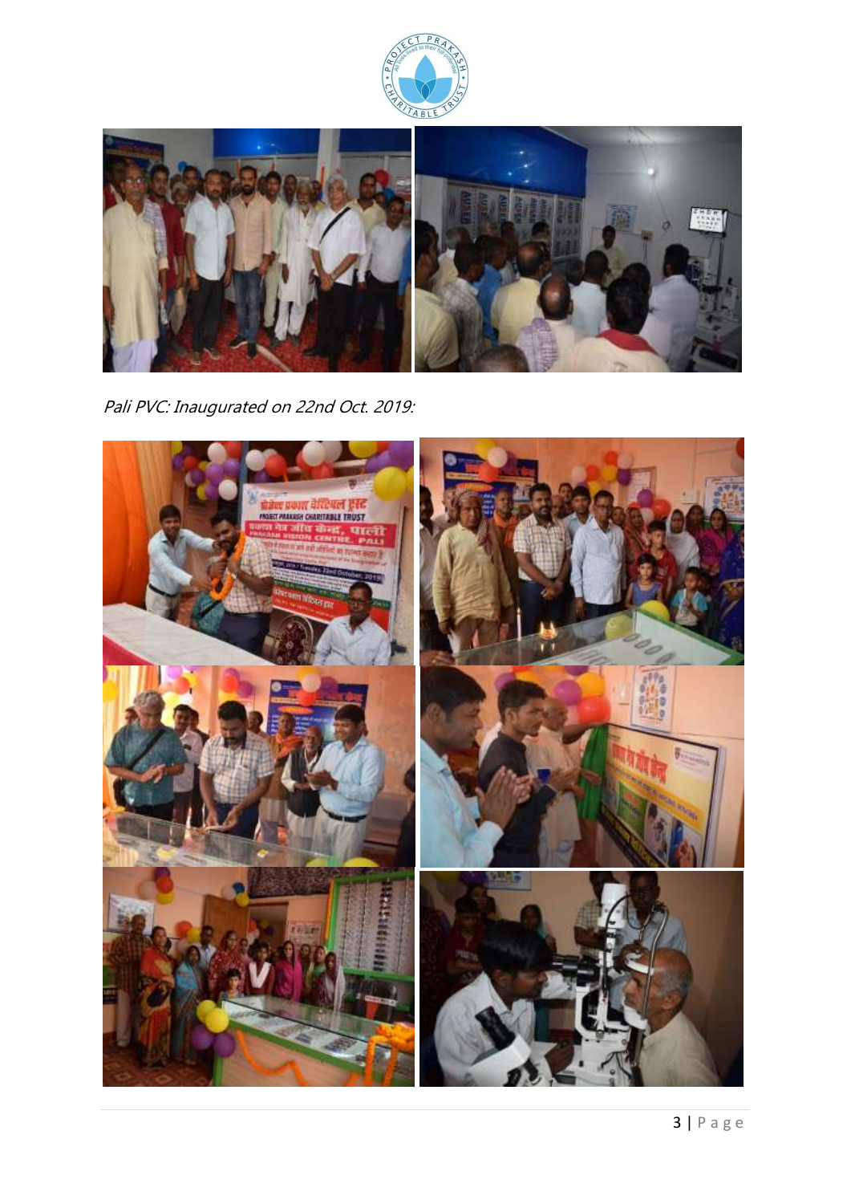*Pali PVC: Inaugurated on 22nd Oct. 2019:*